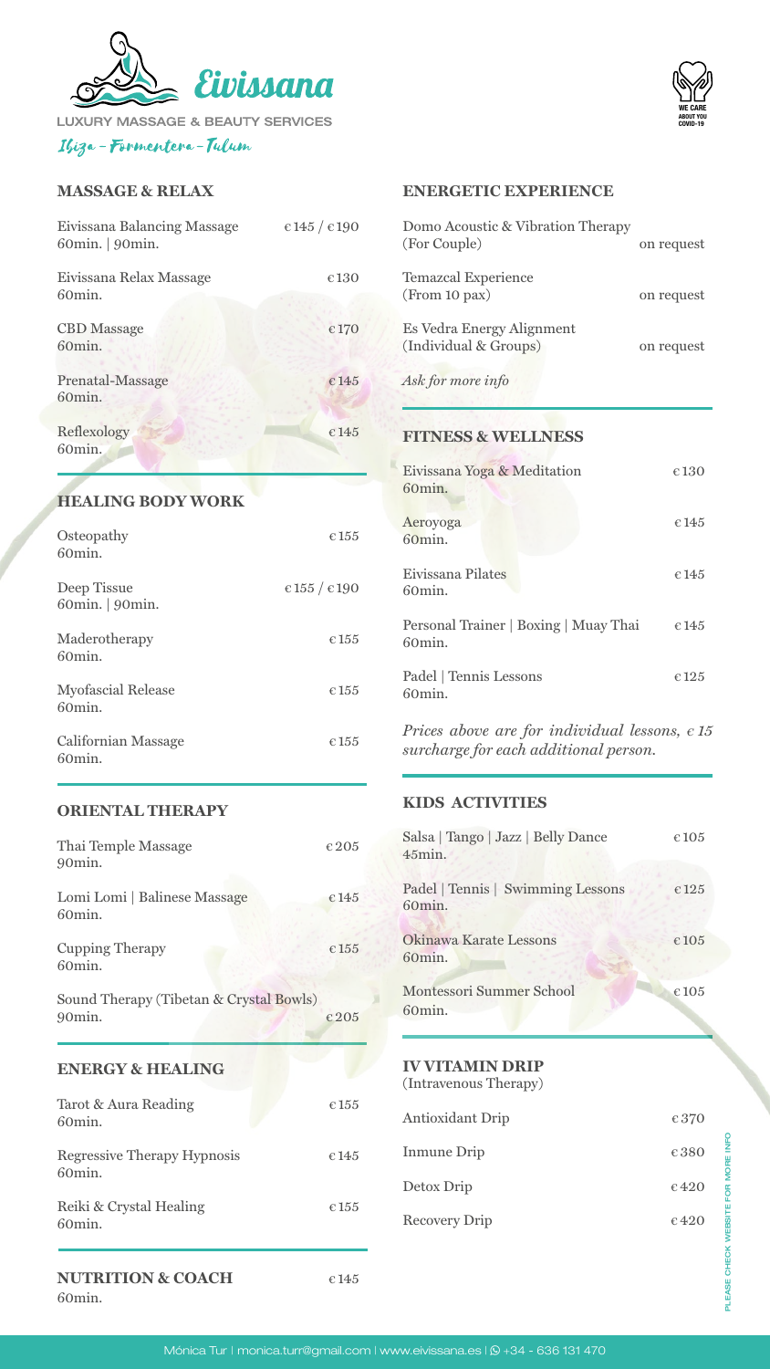# Eivissana

LUXURY MASSAGE & BEAUTY SERVICES

*Ibiza - Formentera - Tulum*

WE CARE ABOUT YOU COVID-19

## MASSAGE & RELAX

| Service | Price |
|---|---|
| Eivissana Balancing Massage<br>60min. \| 90min. | €145 / €190 |
| Eivissana Relax Massage<br>60min. | €130 |
| CBD Massage<br>60min. | €170 |
| Prenatal-Massage<br>60min. | €145 |
| Reflexology<br>60min. | €145 |

## HEALING BODY WORK

| Service | Price |
|---|---|
| Osteopathy<br>60min. | €155 |
| Deep Tissue<br>60min. \| 90min. | €155 / €190 |
| Maderotherapy<br>60min. | €155 |
| Myofascial Release<br>60min. | €155 |
| Californian Massage<br>60min. | €155 |

## ORIENTAL THERAPY

| Service | Price |
|---|---|
| Thai Temple Massage<br>90min. | €205 |
| Lomi Lomi \| Balinese Massage<br>60min. | €145 |
| Cupping Therapy<br>60min. | €155 |
| Sound Therapy (Tibetan & Crystal Bowls)<br>90min. | €205 |

## ENERGY & HEALING

| Service | Price |
|---|---|
| Tarot & Aura Reading<br>60min. | €155 |
| Regressive Therapy Hypnosis<br>60min. | €145 |
| Reiki & Crystal Healing<br>60min. | €155 |

## NUTRITION & COACH

60min. — €145

## ENERGETIC EXPERIENCE

| Service | Price |
|---|---|
| Domo Acoustic & Vibration Therapy<br>(For Couple) | on request |
| Temazcal Experience<br>(From 10 pax) | on request |
| Es Vedra Energy Alignment<br>(Individual & Groups) | on request |

*Ask for more info*

## FITNESS & WELLNESS

| Service | Price |
|---|---|
| Eivissana Yoga & Meditation<br>60min. | €130 |
| Aeroyoga<br>60min. | €145 |
| Eivissana Pilates<br>60min. | €145 |
| Personal Trainer \| Boxing \| Muay Thai<br>60min. | €145 |
| Padel \| Tennis Lessons<br>60min. | €125 |

*Prices above are for individual lessons, €15 surcharge for each additional person.*

## KIDS ACTIVITIES

| Service | Price |
|---|---|
| Salsa \| Tango \| Jazz \| Belly Dance<br>45min. | €105 |
| Padel \| Tennis \| Swimming Lessons<br>60min. | €125 |
| Okinawa Karate Lessons<br>60min. | €105 |
| Montessori Summer School<br>60min. | €105 |

## IV VITAMIN DRIP
(Intravenous Therapy)

| Service | Price |
|---|---|
| Antioxidant Drip | €370 |
| Inmune Drip | €380 |
| Detox Drip | €420 |
| Recovery Drip | €420 |

PLEASE CHECK WEBSITE FOR MORE INFO

Mónica Tur | monica.turr@gmail.com | www.eivissana.es | +34 - 636 131 470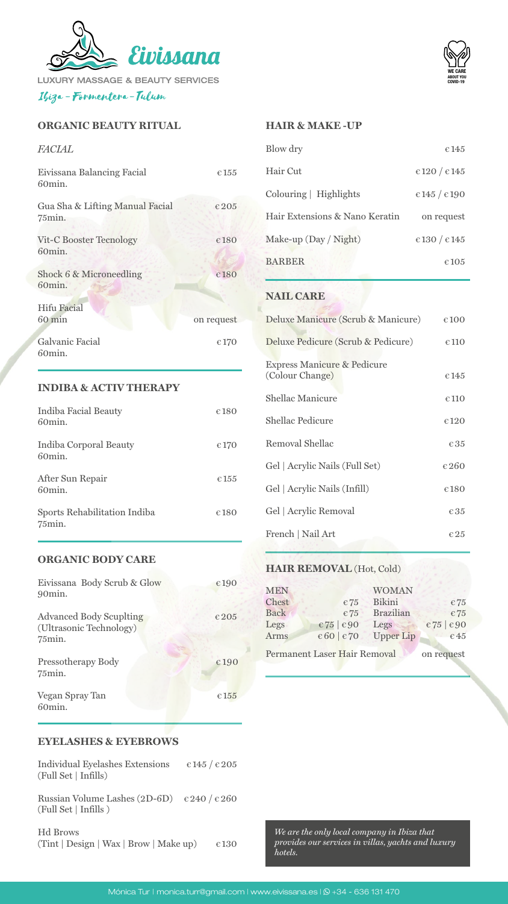# Eivissana

LUXURY MASSAGE & BEAUTY SERVICES

Ibiza - Formentera - Tulum

WE CARE ABOUT YOU COVID-19

## ORGANIC BEAUTY RITUAL

*FACIAL*

| | |
|---|---|
| Eivissana Balancing Facial 60min. | €155 |
| Gua Sha & Lifting Manual Facial 75min. | €205 |
| Vit-C Booster Tecnology 60min. | €180 |
| Shock 6 & Microneedling 60min. | €180 |
| Hifu Facial 60 min | on request |
| Galvanic Facial 60min. | €170 |

## INDIBA & ACTIV THERAPY

| | |
|---|---|
| Indiba Facial Beauty 60min. | €180 |
| Indiba Corporal Beauty 60min. | €170 |
| After Sun Repair 60min. | €155 |
| Sports Rehabilitation Indiba 75min. | €180 |

## ORGANIC BODY CARE

| | |
|---|---|
| Eivissana Body Scrub & Glow 90min. | €190 |
| Advanced Body Scuplting (Ultrasonic Technology) 75min. | €205 |
| Pressotherapy Body 75min. | €190 |
| Vegan Spray Tan 60min. | €155 |

## EYELASHES & EYEBROWS

| | |
|---|---|
| Individual Eyelashes Extensions (Full Set \| Infills) | €145 / €205 |
| Russian Volume Lashes (2D-6D) (Full Set \| Infills ) | €240 / €260 |
| Hd Brows (Tint \| Design \| Wax \| Brow \| Make up) | €130 |

## HAIR & MAKE -UP

| | |
|---|---|
| Blow dry | €145 |
| Hair Cut | €120 / €145 |
| Colouring \| Highlights | €145 / €190 |
| Hair Extensions & Nano Keratin | on request |
| Make-up (Day / Night) | €130 / €145 |
| BARBER | €105 |

## NAIL CARE

| | |
|---|---|
| Deluxe Manicure (Scrub & Manicure) | €100 |
| Deluxe Pedicure (Scrub & Pedicure) | €110 |
| Express Manicure & Pedicure (Colour Change) | €145 |
| Shellac Manicure | €110 |
| Shellac Pedicure | €120 |
| Removal Shellac | €35 |
| Gel \| Acrylic Nails (Full Set) | €260 |
| Gel \| Acrylic Nails (Infill) | €180 |
| Gel \| Acrylic Removal | €35 |
| French \| Nail Art | €25 |

## HAIR REMOVAL (Hot, Cold)

| MEN | | WOMAN | |
|---|---|---|---|
| Chest | €75 | Bikini | €75 |
| Back | €75 | Brazilian | €75 |
| Legs | €75 \| €90 | Legs | €75 \| €90 |
| Arms | €60 \| €70 | Upper Lip | €45 |

Permanent Laser Hair Removal — on request

*We are the only local company in Ibiza that provides our services in villas, yachts and luxury hotels.*

Mónica Tur | monica.turr@gmail.com | www.eivissana.es | +34 - 636 131 470